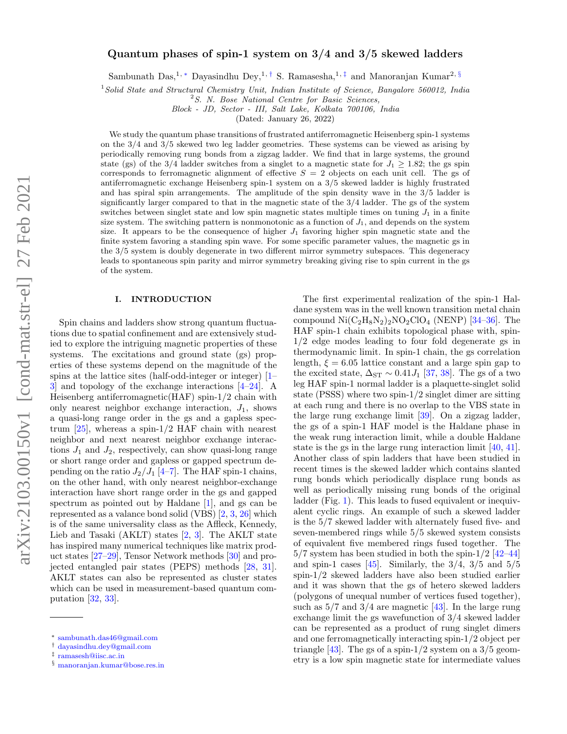# Quantum phases of spin-1 system on 3/4 and 3/5 skewed ladders

Sambunath Das,[1,*] Dayasindhu Dey,[1,†] S. Ramasesha,[1,‡] and Manoranjan Kumar[2,§]

[1]*Solid State and Structural Chemistry Unit, Indian Institute of Science, Bangalore 560012, India*
[2]*S. N. Bose National Centre for Basic Sciences, Block - JD, Sector - III, Salt Lake, Kolkata 700106, India*

(Dated: January 26, 2022)

We study the quantum phase transitions of frustrated antiferromagnetic Heisenberg spin-1 systems on the 3/4 and 3/5 skewed two leg ladder geometries. These systems can be viewed as arising by periodically removing rung bonds from a zigzag ladder. We find that in large systems, the ground state (gs) of the 3/4 ladder switches from a singlet to a magnetic state for $J_1 \geq 1.82$; the gs spin corresponds to ferromagnetic alignment of effective $S = 2$ objects on each unit cell. The gs of antiferromagnetic exchange Heisenberg spin-1 system on a 3/5 skewed ladder is highly frustrated and has spiral spin arrangements. The amplitude of the spin density wave in the 3/5 ladder is significantly larger compared to that in the magnetic state of the 3/4 ladder. The gs of the system switches between singlet state and low spin magnetic states multiple times on tuning $J_1$ in a finite size system. The switching pattern is nonmonotonic as a function of $J_1$, and depends on the system size. It appears to be the consequence of higher $J_1$ favoring higher spin magnetic state and the finite system favoring a standing spin wave. For some specific parameter values, the magnetic gs in the 3/5 system is doubly degenerate in two different mirror symmetry subspaces. This degeneracy leads to spontaneous spin parity and mirror symmetry breaking giving rise to spin current in the gs of the system.

## I. INTRODUCTION

Spin chains and ladders show strong quantum fluctuations due to spatial confinement and are extensively studied to explore the intriguing magnetic properties of these systems. The excitations and ground state (gs) properties of these systems depend on the magnitude of the spins at the lattice sites (half-odd-integer or integer) [1–3] and topology of the exchange interactions [4–24]. A Heisenberg antiferromagnetic(HAF) spin-1/2 chain with only nearest neighbor exchange interaction, $J_1$, shows a quasi-long range order in the gs and a gapless spectrum [25], whereas a spin-1/2 HAF chain with nearest neighbor and next nearest neighbor exchange interactions $J_1$ and $J_2$, respectively, can show quasi-long range or short range order and gapless or gapped spectrum depending on the ratio $J_2/J_1$ [4–7]. The HAF spin-1 chains, on the other hand, with only nearest neighbor-exchange interaction have short range order in the gs and gapped spectrum as pointed out by Haldane [1], and gs can be represented as a valance bond solid (VBS) [2, 3, 26] which is of the same universality class as the Affleck, Kennedy, Lieb and Tasaki (AKLT) states [2, 3]. The AKLT state has inspired many numerical techniques like matrix product states [27–29], Tensor Network methods [30] and projected entangled pair states (PEPS) methods [28, 31]. AKLT states can also be represented as cluster states which can be used in measurement-based quantum computation [32, 33].

The first experimental realization of the spin-1 Haldane system was in the well known transition metal chain compound $Ni(C_2H_8N_2)_2NO_2ClO_4$ (NENP) [34–36]. The HAF spin-1 chain exhibits topological phase with, spin-1/2 edge modes leading to four fold degenerate gs in thermodynamic limit. In spin-1 chain, the gs correlation length, $\xi = 6.05$ lattice constant and a large spin gap to the excited state, $\Delta_{ST} \sim 0.41 J_1$ [37, 38]. The gs of a two leg HAF spin-1 normal ladder is a plaquette-singlet solid state (PSSS) where two spin-1/2 singlet dimer are sitting at each rung and there is no overlap to the VBS state in the large rung exchange limit [39]. On a zigzag ladder, the gs of a spin-1 HAF model is the Haldane phase in the weak rung interaction limit, while a double Haldane state is the gs in the large rung interaction limit [40, 41]. Another class of spin ladders that have been studied in recent times is the skewed ladder which contains slanted rung bonds which periodically displace rung bonds as well as periodically missing rung bonds of the original ladder (Fig. 1). This leads to fused equivalent or inequivalent cyclic rings. An example of such a skewed ladder is the 5/7 skewed ladder with alternately fused five- and seven-membered rings while 5/5 skewed system consists of equivalent five membered rings fused together. The 5/7 system has been studied in both the spin-1/2 [42–44] and spin-1 cases [45]. Similarly, the 3/4, 3/5 and 5/5 spin-1/2 skewed ladders have also been studied earlier and it was shown that the gs of hetero skewed ladders (polygons of unequal number of vertices fused together), such as 5/7 and 3/4 are magnetic [43]. In the large rung exchange limit the gs wavefunction of 3/4 skewed ladder can be represented as a product of rung singlet dimers and one ferromagnetically interacting spin-1/2 object per triangle [43]. The gs of a spin-1/2 system on a 3/5 geometry is a low spin magnetic state for intermediate values

---

* sambunath.das46@gmail.com
† dayasindhu.dey@gmail.com
‡ ramasesh@iisc.ac.in
§ manoranjan.kumar@bose.res.in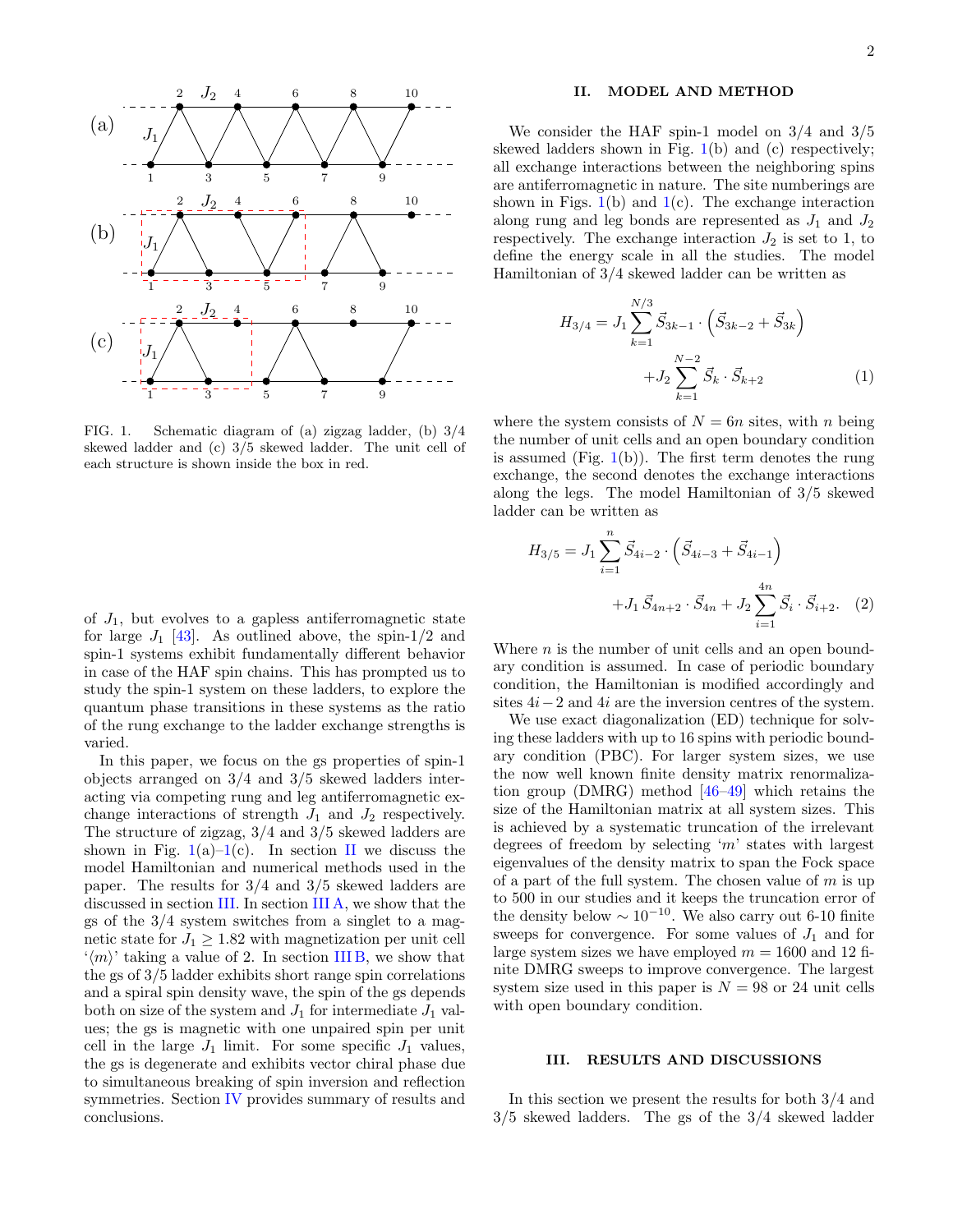FIG. 1. Schematic diagram of (a) zigzag ladder, (b) 3/4 skewed ladder and (c) 3/5 skewed ladder. The unit cell of each structure is shown inside the box in red.

of $J_1$, but evolves to a gapless antiferromagnetic state for large $J_1$ [43]. As outlined above, the spin-1/2 and spin-1 systems exhibit fundamentally different behavior in case of the HAF spin chains. This has prompted us to study the spin-1 system on these ladders, to explore the quantum phase transitions in these systems as the ratio of the rung exchange to the ladder exchange strengths is varied.

In this paper, we focus on the gs properties of spin-1 objects arranged on 3/4 and 3/5 skewed ladders interacting via competing rung and leg antiferromagnetic exchange interactions of strength $J_1$ and $J_2$ respectively. The structure of zigzag, 3/4 and 3/5 skewed ladders are shown in Fig. 1(a)–1(c). In section II we discuss the model Hamiltonian and numerical methods used in the paper. The results for 3/4 and 3/5 skewed ladders are discussed in section III. In section III A, we show that the gs of the 3/4 system switches from a singlet to a magnetic state for $J_1 \geq 1.82$ with magnetization per unit cell '$\langle m \rangle$' taking a value of 2. In section III B, we show that the gs of 3/5 ladder exhibits short range spin correlations and a spiral spin density wave, the spin of the gs depends both on size of the system and $J_1$ for intermediate $J_1$ values; the gs is magnetic with one unpaired spin per unit cell in the large $J_1$ limit. For some specific $J_1$ values, the gs is degenerate and exhibits vector chiral phase due to simultaneous breaking of spin inversion and reflection symmetries. Section IV provides summary of results and conclusions.

## II. MODEL AND METHOD

We consider the HAF spin-1 model on 3/4 and 3/5 skewed ladders shown in Fig. 1(b) and (c) respectively; all exchange interactions between the neighboring spins are antiferromagnetic in nature. The site numberings are shown in Figs. 1(b) and 1(c). The exchange interaction along rung and leg bonds are represented as $J_1$ and $J_2$ respectively. The exchange interaction $J_2$ is set to 1, to define the energy scale in all the studies. The model Hamiltonian of 3/4 skewed ladder can be written as

$$H_{3/4} = J_1 \sum_{k=1}^{N/3} \vec{S}_{3k-1} \cdot \left( \vec{S}_{3k-2} + \vec{S}_{3k} \right) + J_2 \sum_{k=1}^{N-2} \vec{S}_k \cdot \vec{S}_{k+2} \quad (1)$$

where the system consists of $N = 6n$ sites, with $n$ being the number of unit cells and an open boundary condition is assumed (Fig. 1(b)). The first term denotes the rung exchange, the second denotes the exchange interactions along the legs. The model Hamiltonian of 3/5 skewed ladder can be written as

$$H_{3/5} = J_1 \sum_{i=1}^{n} \vec{S}_{4i-2} \cdot \left( \vec{S}_{4i-3} + \vec{S}_{4i-1} \right) + J_1 \vec{S}_{4n+2} \cdot \vec{S}_{4n} + J_2 \sum_{i=1}^{4n} \vec{S}_i \cdot \vec{S}_{i+2}. \quad (2)$$

Where $n$ is the number of unit cells and an open boundary condition is assumed. In case of periodic boundary condition, the Hamiltonian is modified accordingly and sites $4i-2$ and $4i$ are the inversion centres of the system.

We use exact diagonalization (ED) technique for solving these ladders with up to 16 spins with periodic boundary condition (PBC). For larger system sizes, we use the now well known finite density matrix renormalization group (DMRG) method [46–49] which retains the size of the Hamiltonian matrix at all system sizes. This is achieved by a systematic truncation of the irrelevant degrees of freedom by selecting '$m$' states with largest eigenvalues of the density matrix to span the Fock space of a part of the full system. The chosen value of $m$ is up to 500 in our studies and it keeps the truncation error of the density below $\sim 10^{-10}$. We also carry out 6-10 finite sweeps for convergence. For some values of $J_1$ and for large system sizes we have employed $m = 1600$ and 12 finite DMRG sweeps to improve convergence. The largest system size used in this paper is $N = 98$ or 24 unit cells with open boundary condition.

## III. RESULTS AND DISCUSSIONS

In this section we present the results for both 3/4 and 3/5 skewed ladders. The gs of the 3/4 skewed ladder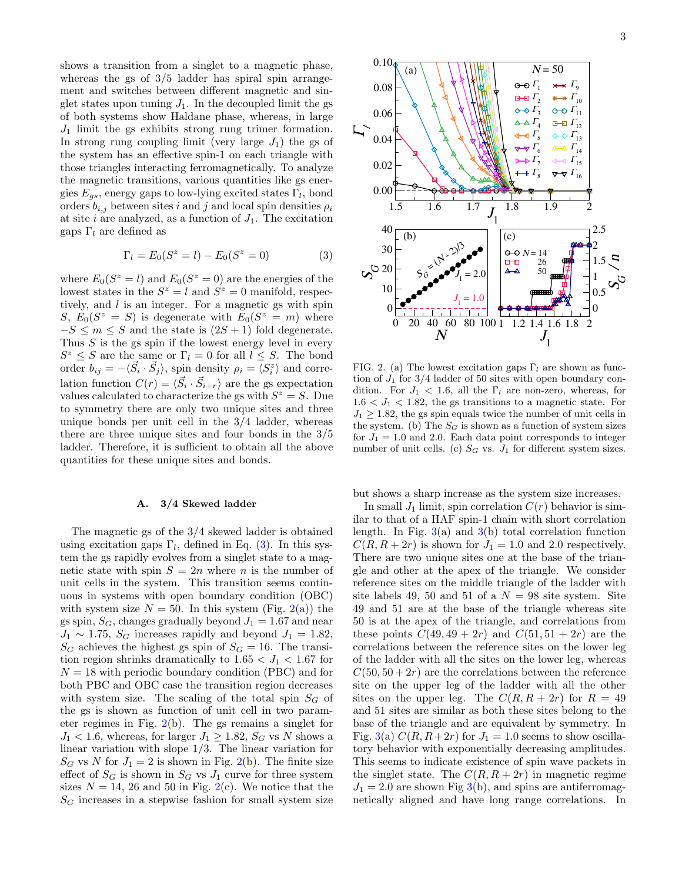shows a transition from a singlet to a magnetic phase, whereas the gs of 3/5 ladder has spiral spin arrangement and switches between different magnetic and singlet states upon tuning $J_1$. In the decoupled limit the gs of both systems show Haldane phase, whereas, in large $J_1$ limit the gs exhibits strong rung trimer formation. In strong rung coupling limit (very large $J_1$) the gs of the system has an effective spin-1 on each triangle with those triangles interacting ferromagnetically. To analyze the magnetic transitions, various quantities like gs energies $E_{gs}$, energy gaps to low-lying excited states $\Gamma_l$, bond orders $b_{i,j}$ between sites $i$ and $j$ and local spin densities $\rho_i$ at site $i$ are analyzed, as a function of $J_1$. The excitation gaps $\Gamma_l$ are defined as

$$\Gamma_l = E_0(S^z = l) - E_0(S^z = 0) \tag{3}$$

where $E_0(S^z = l)$ and $E_0(S^z = 0)$ are the energies of the lowest states in the $S^z = l$ and $S^z = 0$ manifold, respectively, and $l$ is an integer. For a magnetic gs with spin $S$, $E_0(S^z = S)$ is degenerate with $E_0(S^z = m)$ where $-S \leq m \leq S$ and the state is $(2S+1)$ fold degenerate. Thus $S$ is the gs spin if the lowest energy level in every $S^z \leq S$ are the same or $\Gamma_l = 0$ for all $l \leq S$. The bond order $b_{ij} = -\langle \vec{S}_i \cdot \vec{S}_j \rangle$, spin density $\rho_i = \langle S^z_i \rangle$ and correlation function $C(r) = \langle \vec{S}_i \cdot \vec{S}_{i+r} \rangle$ are the gs expectation values calculated to characterize the gs with $S^z = S$. Due to symmetry there are only two unique sites and three unique bonds per unit cell in the 3/4 ladder, whereas there are three unique sites and four bonds in the 3/5 ladder. Therefore, it is sufficient to obtain all the above quantities for these unique sites and bonds.

### A. 3/4 Skewed ladder

The magnetic gs of the 3/4 skewed ladder is obtained using excitation gaps $\Gamma_l$, defined in Eq. (3). In this system the gs rapidly evolves from a singlet state to a magnetic state with spin $S = 2n$ where $n$ is the number of unit cells in the system. This transition seems continuous in systems with open boundary condition (OBC) with system size $N = 50$. In this system (Fig. 2(a)) the gs spin, $S_G$, changes gradually beyond $J_1 = 1.67$ and near $J_1 \sim 1.75$, $S_G$ increases rapidly and beyond $J_1 = 1.82$, $S_G$ achieves the highest gs spin of $S_G = 16$. The transition region shrinks dramatically to $1.65 < J_1 < 1.67$ for $N = 18$ with periodic boundary condition (PBC) and for both PBC and OBC case the transition region decreases with system size. The scaling of the total spin $S_G$ of the gs is shown as function of unit cell in two parameter regimes in Fig. 2(b). The gs remains a singlet for $J_1 < 1.6$, whereas, for larger $J_1 \geq 1.82$, $S_G$ vs $N$ shows a linear variation with slope 1/3. The linear variation for $S_G$ vs $N$ for $J_1 = 2$ is shown in Fig. 2(b). The finite size effect of $S_G$ is shown in $S_G$ vs $J_1$ curve for three system sizes $N = 14$, 26 and 50 in Fig. 2(c). We notice that the $S_G$ increases in a stepwise fashion for small system size but shows a sharp increase as the system size increases.

FIG. 2. (a) The lowest excitation gaps $\Gamma_l$ are shown as function of $J_1$ for 3/4 ladder of 50 sites with open boundary condition. For $J_1 < 1.6$, all the $\Gamma_l$ are non-zero, whereas, for $1.6 < J_1 < 1.82$, the gs transitions to a magnetic state. For $J_1 \geq 1.82$, the gs spin equals twice the number of unit cells in the system. (b) The $S_G$ is shown as a function of system sizes for $J_1 = 1.0$ and 2.0. Each data point corresponds to integer number of unit cells. (c) $S_G$ vs. $J_1$ for different system sizes.

In small $J_1$ limit, spin correlation $C(r)$ behavior is similar to that of a HAF spin-1 chain with short correlation length. In Fig. 3(a) and 3(b) total correlation function $C(R, R+2r)$ is shown for $J_1 = 1.0$ and 2.0 respectively. There are two unique sites one at the base of the triangle and other at the apex of the triangle. We consider reference sites on the middle triangle of the ladder with site labels 49, 50 and 51 of a $N = 98$ site system. Site 49 and 51 are at the base of the triangle whereas site 50 is at the apex of the triangle, and correlations from these points $C(49, 49+2r)$ and $C(51, 51+2r)$ are the correlations between the reference sites on the lower leg of the ladder with all the sites on the lower leg, whereas $C(50, 50+2r)$ are the correlations between the reference site on the upper leg of the ladder with all the other sites on the upper leg. The $C(R, R+2r)$ for $R = 49$ and 51 sites are similar as both these sites belong to the base of the triangle and are equivalent by symmetry. In Fig. 3(a) $C(R, R+2r)$ for $J_1 = 1.0$ seems to show oscillatory behavior with exponentially decreasing amplitudes. This seems to indicate existence of spin wave packets in the singlet state. The $C(R, R+2r)$ in magnetic regime $J_1 = 2.0$ are shown Fig 3(b), and spins are antiferromagnetically aligned and have long range correlations. In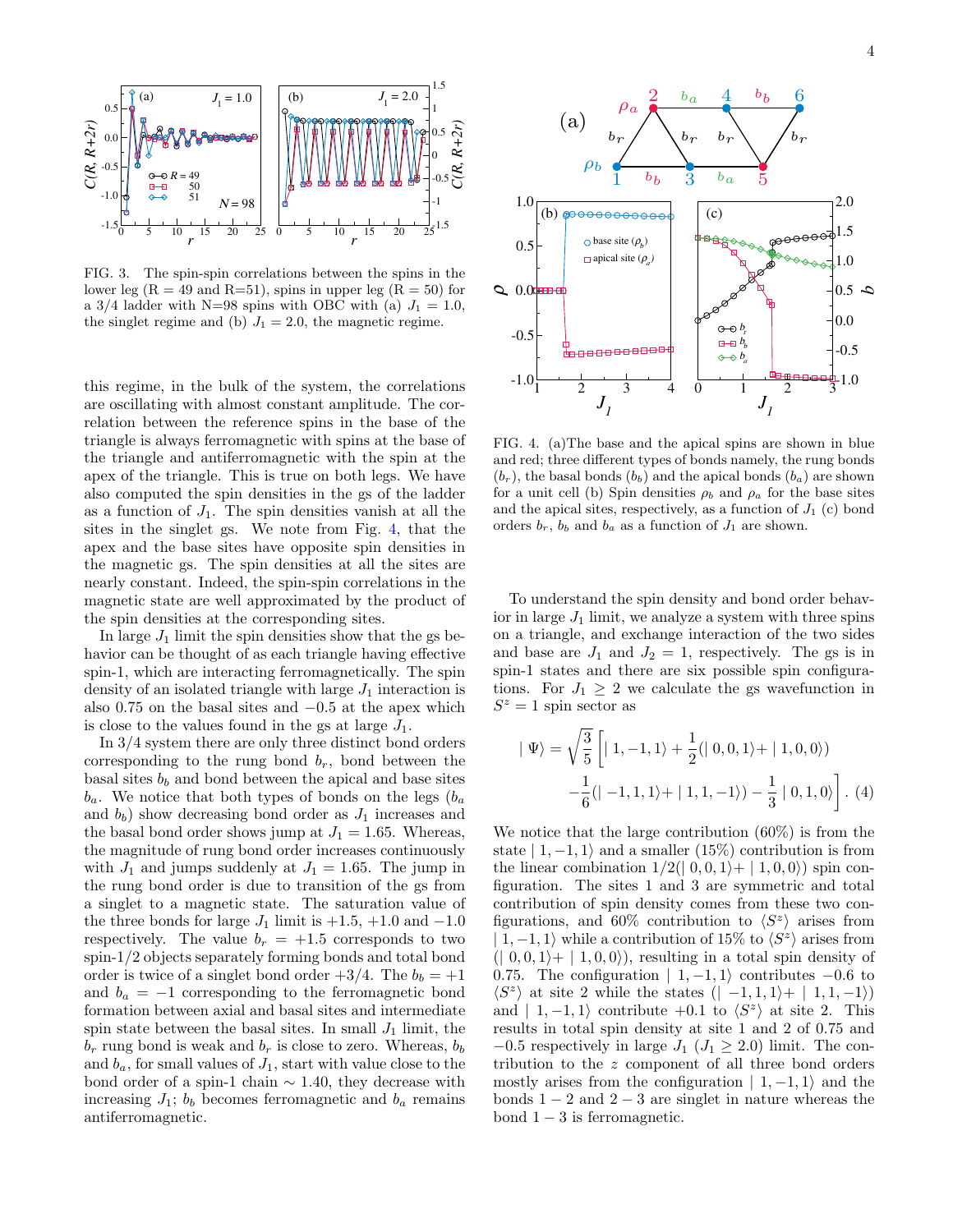FIG. 3. The spin-spin correlations between the spins in the lower leg (R = 49 and R=51), spins in upper leg (R = 50) for a 3/4 ladder with N=98 spins with OBC with (a) $J_1 = 1.0$, the singlet regime and (b) $J_1 = 2.0$, the magnetic regime.

this regime, in the bulk of the system, the correlations are oscillating with almost constant amplitude. The correlation between the reference spins in the base of the triangle is always ferromagnetic with spins at the base of the triangle and antiferromagnetic with the spin at the apex of the triangle. This is true on both legs. We have also computed the spin densities in the gs of the ladder as a function of $J_1$. The spin densities vanish at all the sites in the singlet gs. We note from Fig. 4, that the apex and the base sites have opposite spin densities in the magnetic gs. The spin densities at all the sites are nearly constant. Indeed, the spin-spin correlations in the magnetic state are well approximated by the product of the spin densities at the corresponding sites.

In large $J_1$ limit the spin densities show that the gs behavior can be thought of as each triangle having effective spin-1, which are interacting ferromagnetically. The spin density of an isolated triangle with large $J_1$ interaction is also 0.75 on the basal sites and $-0.5$ at the apex which is close to the values found in the gs at large $J_1$.

In 3/4 system there are only three distinct bond orders corresponding to the rung bond $b_r$, bond between the basal sites $b_b$ and bond between the apical and base sites $b_a$. We notice that both types of bonds on the legs ($b_a$ and $b_b$) show decreasing bond order as $J_1$ increases and the basal bond order shows jump at $J_1 = 1.65$. Whereas, the magnitude of rung bond order increases continuously with $J_1$ and jumps suddenly at $J_1 = 1.65$. The jump in the rung bond order is due to transition of the gs from a singlet to a magnetic state. The saturation value of the three bonds for large $J_1$ limit is +1.5, +1.0 and $-1.0$ respectively. The value $b_r = +1.5$ corresponds to two spin-1/2 objects separately forming bonds and total bond order is twice of a singlet bond order +3/4. The $b_b = +1$ and $b_a = -1$ corresponding to the ferromagnetic bond formation between axial and basal sites and intermediate spin state between the basal sites. In small $J_1$ limit, the $b_r$ rung bond is weak and $b_r$ is close to zero. Whereas, $b_b$ and $b_a$, for small values of $J_1$, start with value close to the bond order of a spin-1 chain $\sim 1.40$, they decrease with increasing $J_1$; $b_b$ becomes ferromagnetic and $b_a$ remains antiferromagnetic.

FIG. 4. (a)The base and the apical spins are shown in blue and red; three different types of bonds namely, the rung bonds ($b_r$), the basal bonds ($b_b$) and the apical bonds ($b_a$) are shown for a unit cell (b) Spin densities $\rho_b$ and $\rho_a$ for the base sites and the apical sites, respectively, as a function of $J_1$ (c) bond orders $b_r$, $b_b$ and $b_a$ as a function of $J_1$ are shown.

To understand the spin density and bond order behavior in large $J_1$ limit, we analyze a system with three spins on a triangle, and exchange interaction of the two sides and base are $J_1$ and $J_2 = 1$, respectively. The gs is in spin-1 states and there are six possible spin configurations. For $J_1 \geq 2$ we calculate the gs wavefunction in $S^z = 1$ spin sector as

$$| \Psi\rangle = \sqrt{\frac{3}{5}} \Bigg[ | 1, -1, 1\rangle + \frac{1}{2}(| 0, 0, 1\rangle + | 1, 0, 0\rangle) - \frac{1}{6}(| -1, 1, 1\rangle + | 1, 1, -1\rangle) - \frac{1}{3} | 0, 1, 0\rangle \Bigg]. \quad (4)$$

We notice that the large contribution (60%) is from the state $| 1, -1, 1\rangle$ and a smaller (15%) contribution is from the linear combination $1/2(| 0, 0, 1\rangle + | 1, 0, 0\rangle)$ spin configuration. The sites 1 and 3 are symmetric and total contribution of spin density comes from these two configurations, and 60% contribution to $\langle S^z\rangle$ arises from $| 1, -1, 1\rangle$ while a contribution of 15% to $\langle S^z\rangle$ arises from $(| 0, 0, 1\rangle + | 1, 0, 0\rangle)$, resulting in a total spin density of 0.75. The configuration $| 1, -1, 1\rangle$ contributes $-0.6$ to $\langle S^z\rangle$ at site 2 while the states $(| -1, 1, 1\rangle + | 1, 1, -1\rangle)$ and $| 1, -1, 1\rangle$ contribute $+0.1$ to $\langle S^z\rangle$ at site 2. This results in total spin density at site 1 and 2 of 0.75 and $-0.5$ respectively in large $J_1$ ($J_1 \geq 2.0$) limit. The contribution to the $z$ component of all three bond orders mostly arises from the configuration $| 1, -1, 1\rangle$ and the bonds $1-2$ and $2-3$ are singlet in nature whereas the bond $1-3$ is ferromagnetic.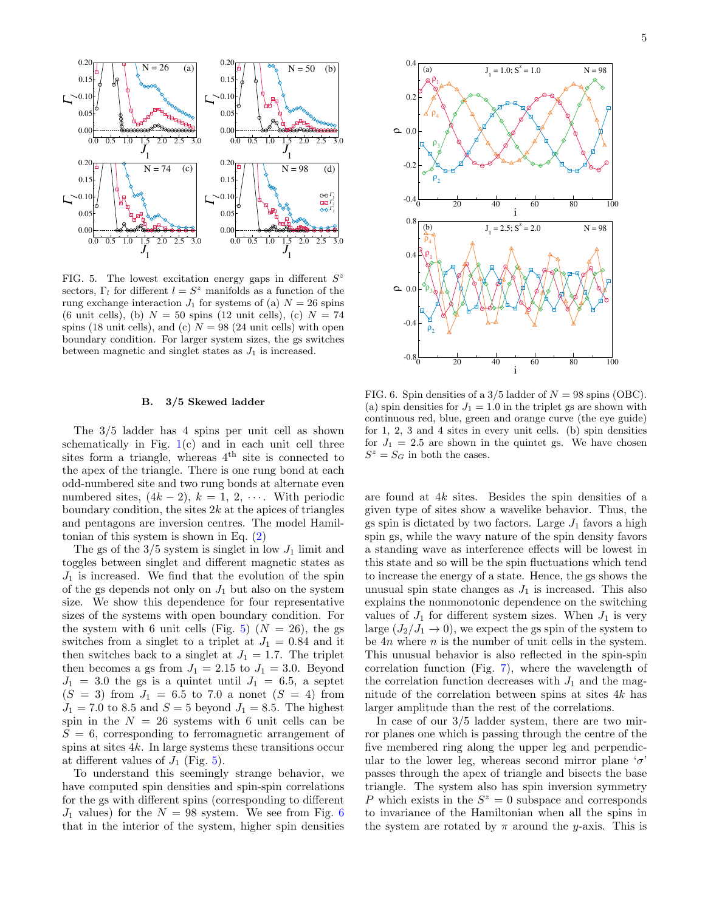FIG. 5. The lowest excitation energy gaps in different $S^z$ sectors, $\Gamma_l$ for different $l = S^z$ manifolds as a function of the rung exchange interaction $J_1$ for systems of (a) $N = 26$ spins (6 unit cells), (b) $N = 50$ spins (12 unit cells), (c) $N = 74$ spins (18 unit cells), and (c) $N = 98$ (24 unit cells) with open boundary condition. For larger system sizes, the gs switches between magnetic and singlet states as $J_1$ is increased.

FIG. 6. Spin densities of a 3/5 ladder of $N = 98$ spins (OBC). (a) spin densities for $J_1 = 1.0$ in the triplet gs are shown with continuous red, blue, green and orange curve (the eye guide) for 1, 2, 3 and 4 sites in every unit cells. (b) spin densities for $J_1 = 2.5$ are shown in the quintet gs. We have chosen $S^z = S_G$ in both the cases.

### B. 3/5 Skewed ladder

The 3/5 ladder has 4 spins per unit cell as shown schematically in Fig. 1(c) and in each unit cell three sites form a triangle, whereas 4th site is connected to the apex of the triangle. There is one rung bond at each odd-numbered site and two rung bonds at alternate even numbered sites, $(4k - 2)$, $k = 1, 2, \cdots$. With periodic boundary condition, the sites $2k$ at the apices of triangles and pentagons are inversion centres. The model Hamiltonian of this system is shown in Eq. (2)

The gs of the 3/5 system is singlet in low $J_1$ limit and toggles between singlet and different magnetic states as $J_1$ is increased. We find that the evolution of the spin of the gs depends not only on $J_1$ but also on the system size. We show this dependence for four representative sizes of the systems with open boundary condition. For the system with 6 unit cells (Fig. 5) ($N = 26$), the gs switches from a singlet to a triplet at $J_1 = 0.84$ and it then switches back to a singlet at $J_1 = 1.7$. The triplet then becomes a gs from $J_1 = 2.15$ to $J_1 = 3.0$. Beyond $J_1 = 3.0$ the gs is a quintet until $J_1 = 6.5$, a septet ($S = 3$) from $J_1 = 6.5$ to 7.0 a nonet ($S = 4$) from $J_1 = 7.0$ to 8.5 and $S = 5$ beyond $J_1 = 8.5$. The highest spin in the $N = 26$ systems with 6 unit cells can be $S = 6$, corresponding to ferromagnetic arrangement of spins at sites $4k$. In large systems these transitions occur at different values of $J_1$ (Fig. 5).

To understand this seemingly strange behavior, we have computed spin densities and spin-spin correlations for the gs with different spins (corresponding to different $J_1$ values) for the $N = 98$ system. We see from Fig. 6 that in the interior of the system, higher spin densities are found at $4k$ sites. Besides the spin densities of a given type of sites show a wavelike behavior. Thus, the gs spin is dictated by two factors. Large $J_1$ favors a high spin gs, while the wavy nature of the spin density favors a standing wave as interference effects will be lowest in this state and so will be the spin fluctuations which tend to increase the energy of a state. Hence, the gs shows the unusual spin state changes as $J_1$ is increased. This also explains the nonmonotonic dependence on the switching values of $J_1$ for different system sizes. When $J_1$ is very large ($J_2/J_1 \to 0$), we expect the gs spin of the system to be $4n$ where $n$ is the number of unit cells in the system. This unusual behavior is also reflected in the spin-spin correlation function (Fig. 7), where the wavelength of the correlation function decreases with $J_1$ and the magnitude of the correlation between spins at sites $4k$ has larger amplitude than the rest of the correlations.

In case of our 3/5 ladder system, there are two mirror planes one which is passing through the centre of the five membered ring along the upper leg and perpendicular to the lower leg, whereas second mirror plane '$\sigma$' passes through the apex of triangle and bisects the base triangle. The system also has spin inversion symmetry $P$ which exists in the $S^z = 0$ subspace and corresponds to invariance of the Hamiltonian when all the spins in the system are rotated by $\pi$ around the $y$-axis. This is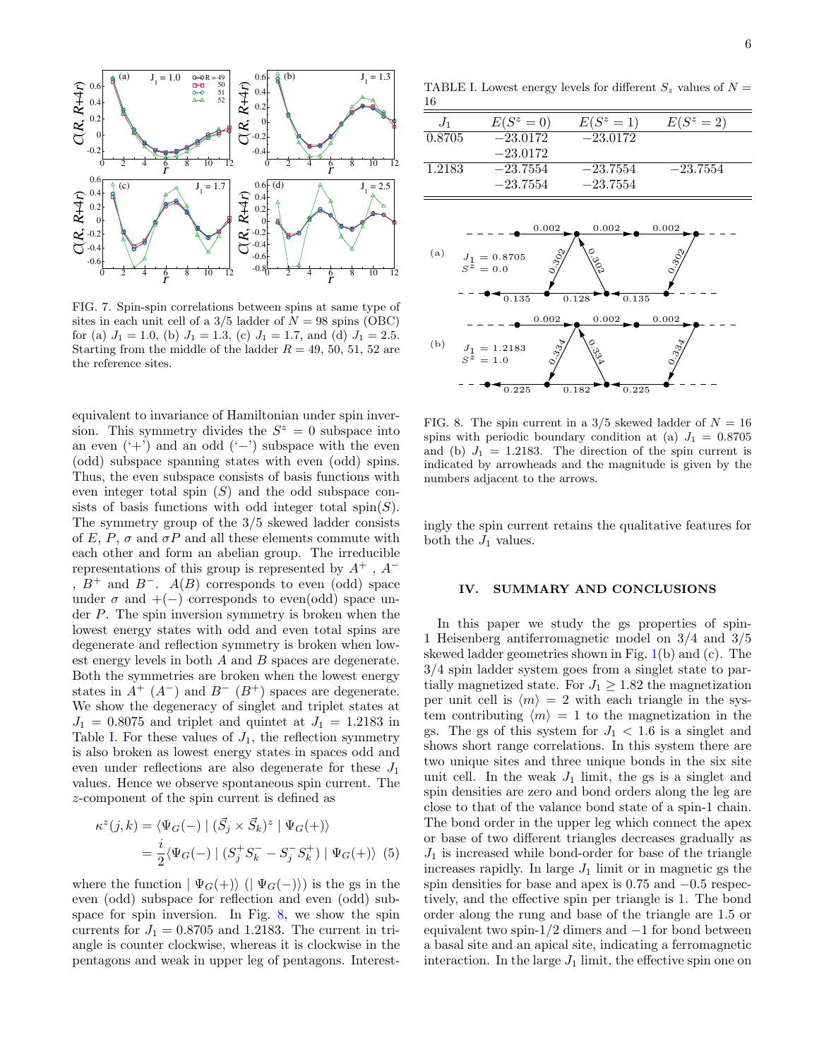FIG. 7. Spin-spin correlations between spins at same type of sites in each unit cell of a 3/5 ladder of $N = 98$ spins (OBC) for (a) $J_1 = 1.0$, (b) $J_1 = 1.3$, (c) $J_1 = 1.7$, and (d) $J_1 = 2.5$. Starting from the middle of the ladder $R = 49$, 50, 51, 52 are the reference sites.

equivalent to invariance of Hamiltonian under spin inversion. This symmetry divides the $S^z = 0$ subspace into an even ('+') and an odd ('−') subspace with the even (odd) subspace spanning states with even (odd) spins. Thus, the even subspace consists of basis functions with even integer total spin ($S$) and the odd subspace consists of basis functions with odd integer total spin($S$). The symmetry group of the 3/5 skewed ladder consists of $E$, $P$, $\sigma$ and $\sigma P$ and all these elements commute with each other and form an abelian group. The irreducible representations of this group is represented by $A^+$, $A^-$, $B^+$ and $B^-$. $A(B)$ corresponds to even (odd) space under $\sigma$ and $+(-)$ corresponds to even(odd) space under $P$. The spin inversion symmetry is broken when the lowest energy states with odd and even total spins are degenerate and reflection symmetry is broken when lowest energy levels in both $A$ and $B$ spaces are degenerate. Both the symmetries are broken when the lowest energy states in $A^+$ ($A^-$) and $B^-$ ($B^+$) spaces are degenerate. We show the degeneracy of singlet and triplet states at $J_1 = 0.8075$ and triplet and quintet at $J_1 = 1.2183$ in Table I. For these values of $J_1$, the reflection symmetry is also broken as lowest energy states in spaces odd and even under reflections are also degenerate for these $J_1$ values. Hence we observe spontaneous spin current. The $z$-component of the spin current is defined as

$$\kappa^z(j,k) = \langle \Psi_G(-) \mid (\vec{S}_j \times \vec{S}_k)^z \mid \Psi_G(+)\rangle$$
$$= \frac{i}{2}\langle \Psi_G(-) \mid (S_j^+ S_k^- - S_j^- S_k^+) \mid \Psi_G(+)\rangle \quad (5)$$

where the function $\mid \Psi_G(+)\rangle$ ($\mid \Psi_G(-)\rangle$) is the gs in the even (odd) subspace for reflection and even (odd) subspace for spin inversion. In Fig. 8, we show the spin currents for $J_1 = 0.8705$ and 1.2183. The current in triangle is counter clockwise, whereas it is clockwise in the pentagons and weak in upper leg of pentagons. Interestingly the spin current retains the qualitative features for both the $J_1$ values.

TABLE I. Lowest energy levels for different $S_z$ values of $N = 16$

| $J_1$ | $E(S^z = 0)$ | $E(S^z = 1)$ | $E(S^z = 2)$ |
|---|---|---|---|
| 0.8705 | −23.0172 | −23.0172 | |
| | −23.0172 | | |
| 1.2183 | −23.7554 | −23.7554 | −23.7554 |
| | −23.7554 | −23.7554 | |

FIG. 8. The spin current in a 3/5 skewed ladder of $N = 16$ spins with periodic boundary condition at (a) $J_1 = 0.8705$ and (b) $J_1 = 1.2183$. The direction of the spin current is indicated by arrowheads and the magnitude is given by the numbers adjacent to the arrows.

## IV. SUMMARY AND CONCLUSIONS

In this paper we study the gs properties of spin-1 Heisenberg antiferromagnetic model on 3/4 and 3/5 skewed ladder geometries shown in Fig. 1(b) and (c). The 3/4 spin ladder system goes from a singlet state to partially magnetized state. For $J_1 \geq 1.82$ the magnetization per unit cell is $\langle m \rangle = 2$ with each triangle in the system contributing $\langle m \rangle = 1$ to the magnetization in the gs. The gs of this system for $J_1 < 1.6$ is a singlet and shows short range correlations. In this system there are two unique sites and three unique bonds in the six site unit cell. In the weak $J_1$ limit, the gs is a singlet and spin densities are zero and bond orders along the leg are close to that of the valance bond state of a spin-1 chain. The bond order in the upper leg which connect the apex or base of two different triangles decreases gradually as $J_1$ is increased while bond-order for base of the triangle increases rapidly. In large $J_1$ limit or in magnetic gs the spin densities for base and apex is 0.75 and −0.5 respectively, and the effective spin per triangle is 1. The bond order along the rung and base of the triangle are 1.5 or equivalent two spin-1/2 dimers and −1 for bond between a basal site and an apical site, indicating a ferromagnetic interaction. In the large $J_1$ limit, the effective spin one on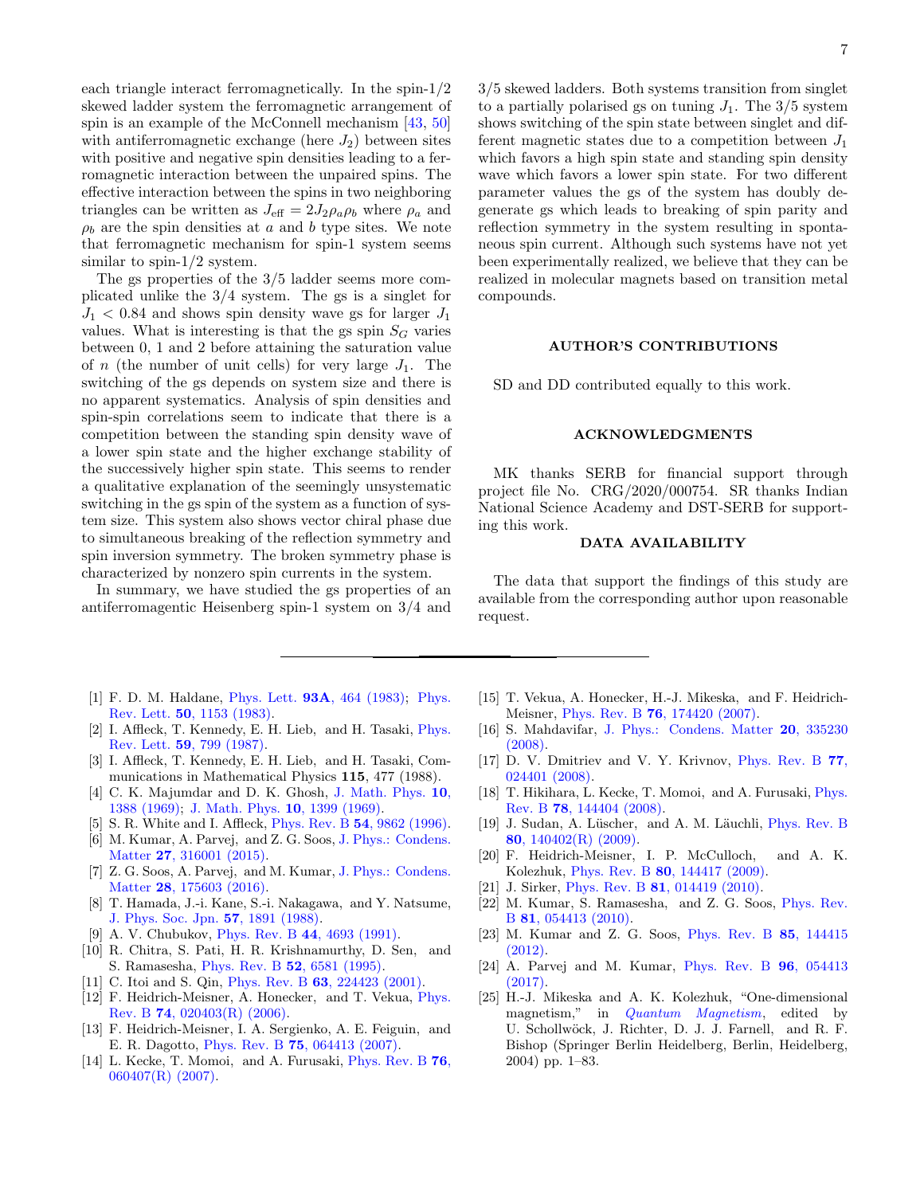each triangle interact ferromagnetically. In the spin-1/2 skewed ladder system the ferromagnetic arrangement of spin is an example of the McConnell mechanism [43, 50] with antiferromagnetic exchange (here $J_2$) between sites with positive and negative spin densities leading to a ferromagnetic interaction between the unpaired spins. The effective interaction between the spins in two neighboring triangles can be written as $J_{\text{eff}} = 2J_2\rho_a\rho_b$ where $\rho_a$ and $\rho_b$ are the spin densities at $a$ and $b$ type sites. We note that ferromagnetic mechanism for spin-1 system seems similar to spin-1/2 system.

The gs properties of the 3/5 ladder seems more complicated unlike the 3/4 system. The gs is a singlet for $J_1 < 0.84$ and shows spin density wave gs for larger $J_1$ values. What is interesting is that the gs spin $S_G$ varies between 0, 1 and 2 before attaining the saturation value of $n$ (the number of unit cells) for very large $J_1$. The switching of the gs depends on system size and there is no apparent systematics. Analysis of spin densities and spin-spin correlations seem to indicate that there is a competition between the standing spin density wave of a lower spin state and the higher exchange stability of the successively higher spin state. This seems to render a qualitative explanation of the seemingly unsystematic switching in the gs spin of the system as a function of system size. This system also shows vector chiral phase due to simultaneous breaking of the reflection symmetry and spin inversion symmetry. The broken symmetry phase is characterized by nonzero spin currents in the system.

In summary, we have studied the gs properties of an antiferromagentic Heisenberg spin-1 system on 3/4 and 3/5 skewed ladders. Both systems transition from singlet to a partially polarised gs on tuning $J_1$. The 3/5 system shows switching of the spin state between singlet and different magnetic states due to a competition between $J_1$ which favors a high spin state and standing spin density wave which favors a lower spin state. For two different parameter values the gs of the system has doubly degenerate gs which leads to breaking of spin parity and reflection symmetry in the system resulting in spontaneous spin current. Although such systems have not yet been experimentally realized, we believe that they can be realized in molecular magnets based on transition metal compounds.

## AUTHOR'S CONTRIBUTIONS

SD and DD contributed equally to this work.

## ACKNOWLEDGMENTS

MK thanks SERB for financial support through project file No. CRG/2020/000754. SR thanks Indian National Science Academy and DST-SERB for supporting this work.

## DATA AVAILABILITY

The data that support the findings of this study are available from the corresponding author upon reasonable request.

---

[1] F. D. M. Haldane, Phys. Lett. **93A**, 464 (1983); Phys. Rev. Lett. **50**, 1153 (1983).

[2] I. Affleck, T. Kennedy, E. H. Lieb, and H. Tasaki, Phys. Rev. Lett. **59**, 799 (1987).

[3] I. Affleck, T. Kennedy, E. H. Lieb, and H. Tasaki, Communications in Mathematical Physics **115**, 477 (1988).

[4] C. K. Majumdar and D. K. Ghosh, J. Math. Phys. **10**, 1388 (1969); J. Math. Phys. **10**, 1399 (1969).

[5] S. R. White and I. Affleck, Phys. Rev. B **54**, 9862 (1996).

[6] M. Kumar, A. Parvej, and Z. G. Soos, J. Phys.: Condens. Matter **27**, 316001 (2015).

[7] Z. G. Soos, A. Parvej, and M. Kumar, J. Phys.: Condens. Matter **28**, 175603 (2016).

[8] T. Hamada, J.-i. Kane, S.-i. Nakagawa, and Y. Natsume, J. Phys. Soc. Jpn. **57**, 1891 (1988).

[9] A. V. Chubukov, Phys. Rev. B **44**, 4693 (1991).

[10] R. Chitra, S. Pati, H. R. Krishnamurthy, D. Sen, and S. Ramasesha, Phys. Rev. B **52**, 6581 (1995).

[11] C. Itoi and S. Qin, Phys. Rev. B **63**, 224423 (2001).

[12] F. Heidrich-Meisner, A. Honecker, and T. Vekua, Phys. Rev. B **74**, 020403(R) (2006).

[13] F. Heidrich-Meisner, I. A. Sergienko, A. E. Feiguin, and E. R. Dagotto, Phys. Rev. B **75**, 064413 (2007).

[14] L. Kecke, T. Momoi, and A. Furusaki, Phys. Rev. B **76**, 060407(R) (2007).

[15] T. Vekua, A. Honecker, H.-J. Mikeska, and F. Heidrich-Meisner, Phys. Rev. B **76**, 174420 (2007).

[16] S. Mahdavifar, J. Phys.: Condens. Matter **20**, 335230 (2008).

[17] D. V. Dmitriev and V. Y. Krivnov, Phys. Rev. B **77**, 024401 (2008).

[18] T. Hikihara, L. Kecke, T. Momoi, and A. Furusaki, Phys. Rev. B **78**, 144404 (2008).

[19] J. Sudan, A. Lüscher, and A. M. Läuchli, Phys. Rev. B **80**, 140402(R) (2009).

[20] F. Heidrich-Meisner, I. P. McCulloch, and A. K. Kolezhuk, Phys. Rev. B **80**, 144417 (2009).

[21] J. Sirker, Phys. Rev. B **81**, 014419 (2010).

[22] M. Kumar, S. Ramasesha, and Z. G. Soos, Phys. Rev. B **81**, 054413 (2010).

[23] M. Kumar and Z. G. Soos, Phys. Rev. B **85**, 144415 (2012).

[24] A. Parvej and M. Kumar, Phys. Rev. B **96**, 054413 (2017).

[25] H.-J. Mikeska and A. K. Kolezhuk, "One-dimensional magnetism," in *Quantum Magnetism*, edited by U. Schollwöck, J. Richter, D. J. J. Farnell, and R. F. Bishop (Springer Berlin Heidelberg, Berlin, Heidelberg, 2004) pp. 1–83.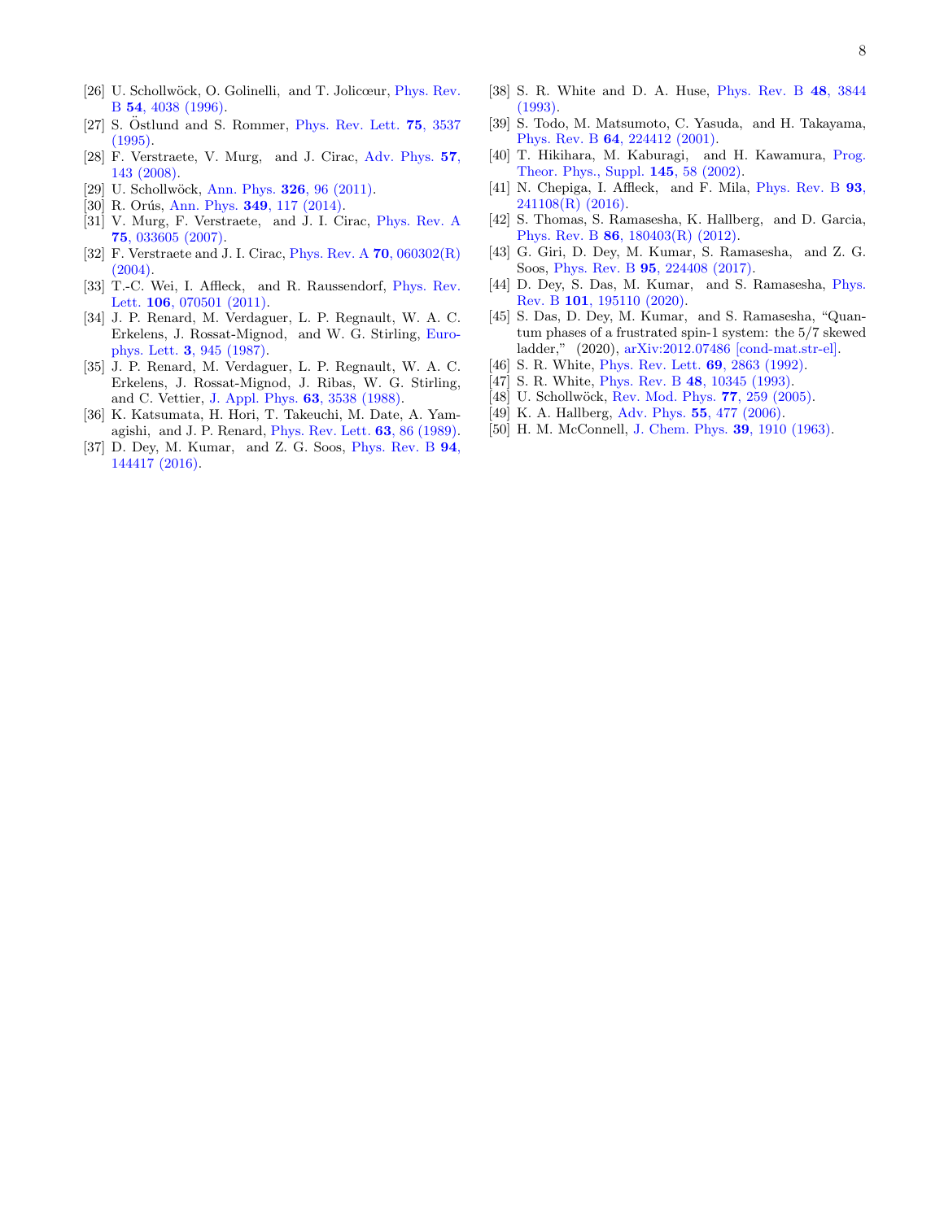[26] U. Schollwöck, O. Golinelli, and T. Jolicœur, Phys. Rev. B **54**, 4038 (1996).

[27] S. Östlund and S. Rommer, Phys. Rev. Lett. **75**, 3537 (1995).

[28] F. Verstraete, V. Murg, and J. Cirac, Adv. Phys. **57**, 143 (2008).

[29] U. Schollwöck, Ann. Phys. **326**, 96 (2011).

[30] R. Orús, Ann. Phys. **349**, 117 (2014).

[31] V. Murg, F. Verstraete, and J. I. Cirac, Phys. Rev. A **75**, 033605 (2007).

[32] F. Verstraete and J. I. Cirac, Phys. Rev. A **70**, 060302(R) (2004).

[33] T.-C. Wei, I. Affleck, and R. Raussendorf, Phys. Rev. Lett. **106**, 070501 (2011).

[34] J. P. Renard, M. Verdaguer, L. P. Regnault, W. A. C. Erkelens, J. Rossat-Mignod, and W. G. Stirling, Europhys. Lett. **3**, 945 (1987).

[35] J. P. Renard, M. Verdaguer, L. P. Regnault, W. A. C. Erkelens, J. Rossat-Mignod, J. Ribas, W. G. Stirling, and C. Vettier, J. Appl. Phys. **63**, 3538 (1988).

[36] K. Katsumata, H. Hori, T. Takeuchi, M. Date, A. Yamagishi, and J. P. Renard, Phys. Rev. Lett. **63**, 86 (1989).

[37] D. Dey, M. Kumar, and Z. G. Soos, Phys. Rev. B **94**, 144417 (2016).

[38] S. R. White and D. A. Huse, Phys. Rev. B **48**, 3844 (1993).

[39] S. Todo, M. Matsumoto, C. Yasuda, and H. Takayama, Phys. Rev. B **64**, 224412 (2001).

[40] T. Hikihara, M. Kaburagi, and H. Kawamura, Prog. Theor. Phys., Suppl. **145**, 58 (2002).

[41] N. Chepiga, I. Affleck, and F. Mila, Phys. Rev. B **93**, 241108(R) (2016).

[42] S. Thomas, S. Ramasesha, K. Hallberg, and D. Garcia, Phys. Rev. B **86**, 180403(R) (2012).

[43] G. Giri, D. Dey, M. Kumar, S. Ramasesha, and Z. G. Soos, Phys. Rev. B **95**, 224408 (2017).

[44] D. Dey, S. Das, M. Kumar, and S. Ramasesha, Phys. Rev. B **101**, 195110 (2020).

[45] S. Das, D. Dey, M. Kumar, and S. Ramasesha, "Quantum phases of a frustrated spin-1 system: the 5/7 skewed ladder," (2020), arXiv:2012.07486 [cond-mat.str-el].

[46] S. R. White, Phys. Rev. Lett. **69**, 2863 (1992).

[47] S. R. White, Phys. Rev. B **48**, 10345 (1993).

[48] U. Schollwöck, Rev. Mod. Phys. **77**, 259 (2005).

[49] K. A. Hallberg, Adv. Phys. **55**, 477 (2006).

[50] H. M. McConnell, J. Chem. Phys. **39**, 1910 (1963).